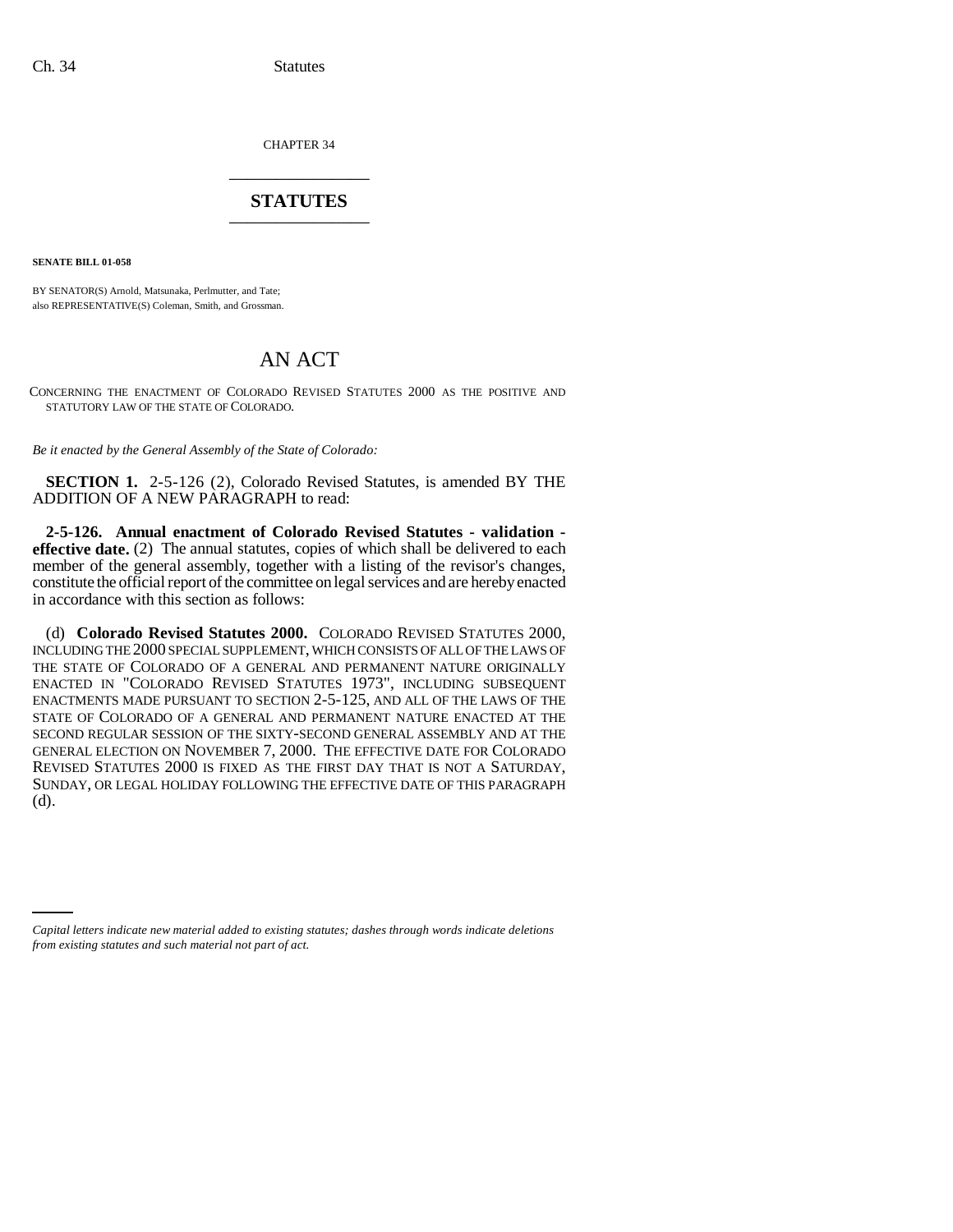CHAPTER 34

## STATUTES

**SENATE BILL 01-058**

BY SENATOR(S) Arnold, Matsunaka, Perlmutter, and Tate;
also REPRESENTATIVE(S) Coleman, Smith, and Grossman.

# AN ACT

CONCERNING THE ENACTMENT OF COLORADO REVISED STATUTES 2000 AS THE POSITIVE AND STATUTORY LAW OF THE STATE OF COLORADO.

*Be it enacted by the General Assembly of the State of Colorado:*

**SECTION 1.** 2-5-126 (2), Colorado Revised Statutes, is amended BY THE ADDITION OF A NEW PARAGRAPH to read:

**2-5-126. Annual enactment of Colorado Revised Statutes - validation - effective date.** (2) The annual statutes, copies of which shall be delivered to each member of the general assembly, together with a listing of the revisor's changes, constitute the official report of the committee on legal services and are hereby enacted in accordance with this section as follows:

(d) **Colorado Revised Statutes 2000.** COLORADO REVISED STATUTES 2000, INCLUDING THE 2000 SPECIAL SUPPLEMENT, WHICH CONSISTS OF ALL OF THE LAWS OF THE STATE OF COLORADO OF A GENERAL AND PERMANENT NATURE ORIGINALLY ENACTED IN "COLORADO REVISED STATUTES 1973", INCLUDING SUBSEQUENT ENACTMENTS MADE PURSUANT TO SECTION 2-5-125, AND ALL OF THE LAWS OF THE STATE OF COLORADO OF A GENERAL AND PERMANENT NATURE ENACTED AT THE SECOND REGULAR SESSION OF THE SIXTY-SECOND GENERAL ASSEMBLY AND AT THE GENERAL ELECTION ON NOVEMBER 7, 2000. THE EFFECTIVE DATE FOR COLORADO REVISED STATUTES 2000 IS FIXED AS THE FIRST DAY THAT IS NOT A SATURDAY, SUNDAY, OR LEGAL HOLIDAY FOLLOWING THE EFFECTIVE DATE OF THIS PARAGRAPH (d).

*Capital letters indicate new material added to existing statutes; dashes through words indicate deletions from existing statutes and such material not part of act.*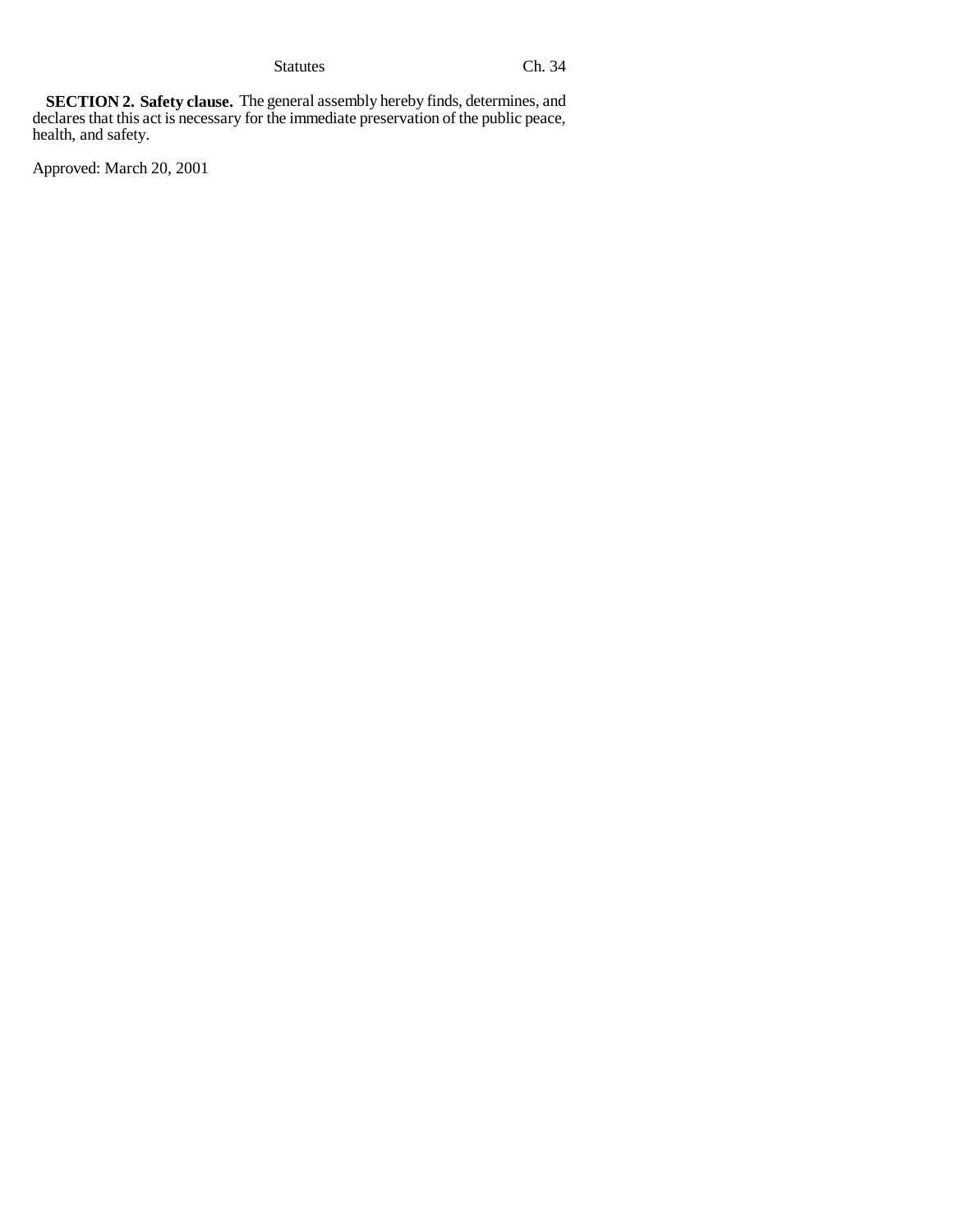**SECTION 2. Safety clause.** The general assembly hereby finds, determines, and declares that this act is necessary for the immediate preservation of the public peace, health, and safety.

Approved: March 20, 2001